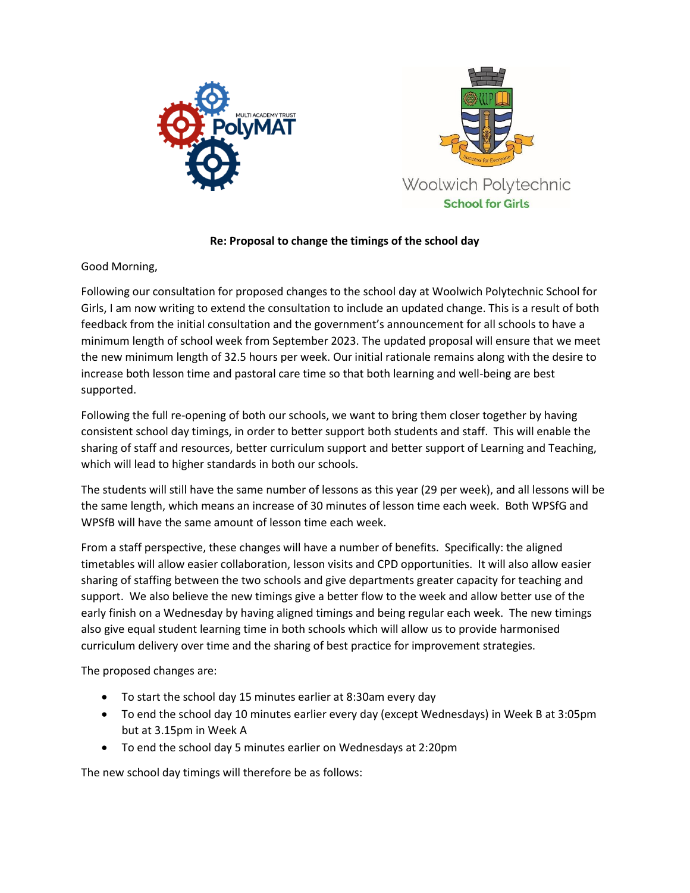**Re: Proposal to change the timings of the school day**

Good Morning,

Following our consultation for proposed changes to the school day at Woolwich Polytechnic School for Girls, I am now writing to extend the consultation to include an updated change. This is a result of both feedback from the initial consultation and the government's announcement for all schools to have a minimum length of school week from September 2023. The updated proposal will ensure that we meet the new minimum length of 32.5 hours per week. Our initial rationale remains along with the desire to increase both lesson time and pastoral care time so that both learning and well-being are best supported.

Following the full re-opening of both our schools, we want to bring them closer together by having consistent school day timings, in order to better support both students and staff. This will enable the sharing of staff and resources, better curriculum support and better support of Learning and Teaching, which will lead to higher standards in both our schools.

The students will still have the same number of lessons as this year (29 per week), and all lessons will be the same length, which means an increase of 30 minutes of lesson time each week. Both WPSfG and WPSfB will have the same amount of lesson time each week.

From a staff perspective, these changes will have a number of benefits. Specifically: the aligned timetables will allow easier collaboration, lesson visits and CPD opportunities. It will also allow easier sharing of staffing between the two schools and give departments greater capacity for teaching and support. We also believe the new timings give a better flow to the week and allow better use of the early finish on a Wednesday by having aligned timings and being regular each week. The new timings also give equal student learning time in both schools which will allow us to provide harmonised curriculum delivery over time and the sharing of best practice for improvement strategies.

The proposed changes are:

- To start the school day 15 minutes earlier at 8:30am every day
- To end the school day 10 minutes earlier every day (except Wednesdays) in Week B at 3:05pm but at 3.15pm in Week A
- To end the school day 5 minutes earlier on Wednesdays at 2:20pm

The new school day timings will therefore be as follows: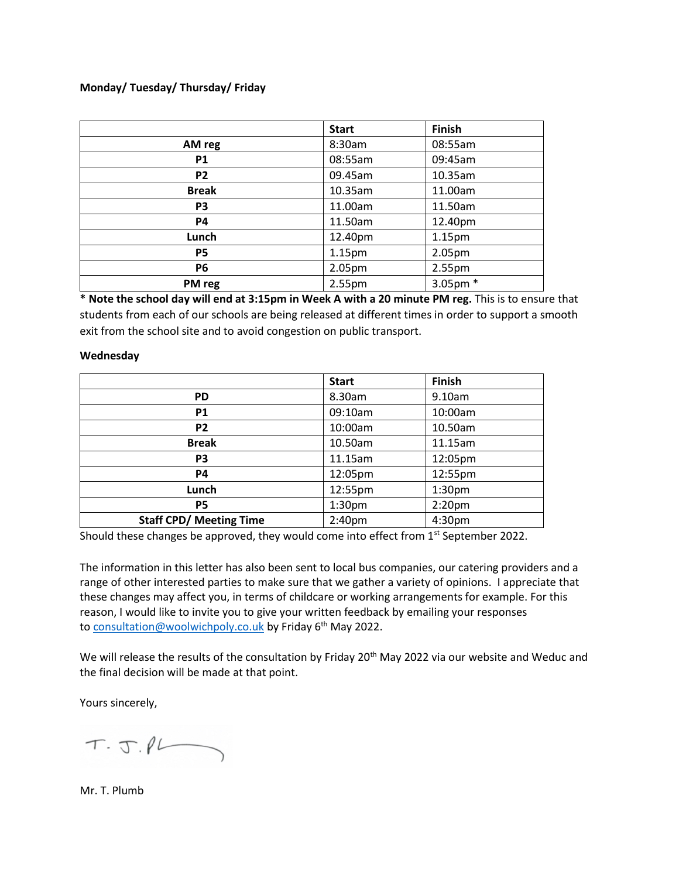**Monday/ Tuesday/ Thursday/ Friday**

| | Start | Finish |
|---|---|---|
| **AM reg** | 8:30am | 08:55am |
| **P1** | 08:55am | 09:45am |
| **P2** | 09.45am | 10.35am |
| **Break** | 10.35am | 11.00am |
| **P3** | 11.00am | 11.50am |
| **P4** | 11.50am | 12.40pm |
| **Lunch** | 12.40pm | 1.15pm |
| **P5** | 1.15pm | 2.05pm |
| **P6** | 2.05pm | 2.55pm |
| **PM reg** | 2.55pm | 3.05pm * |

**\* Note the school day will end at 3:15pm in Week A with a 20 minute PM reg.** This is to ensure that students from each of our schools are being released at different times in order to support a smooth exit from the school site and to avoid congestion on public transport.

**Wednesday**

| | Start | Finish |
|---|---|---|
| **PD** | 8.30am | 9.10am |
| **P1** | 09:10am | 10:00am |
| **P2** | 10:00am | 10.50am |
| **Break** | 10.50am | 11.15am |
| **P3** | 11.15am | 12:05pm |
| **P4** | 12:05pm | 12:55pm |
| **Lunch** | 12:55pm | 1:30pm |
| **P5** | 1:30pm | 2:20pm |
| **Staff CPD/ Meeting Time** | 2:40pm | 4:30pm |

Should these changes be approved, they would come into effect from 1st September 2022.

The information in this letter has also been sent to local bus companies, our catering providers and a range of other interested parties to make sure that we gather a variety of opinions. I appreciate that these changes may affect you, in terms of childcare or working arrangements for example. For this reason, I would like to invite you to give your written feedback by emailing your responses to consultation@woolwichpoly.co.uk by Friday 6th May 2022.

We will release the results of the consultation by Friday 20th May 2022 via our website and Weduc and the final decision will be made at that point.

Yours sincerely,

T. J. Pl

Mr. T. Plumb